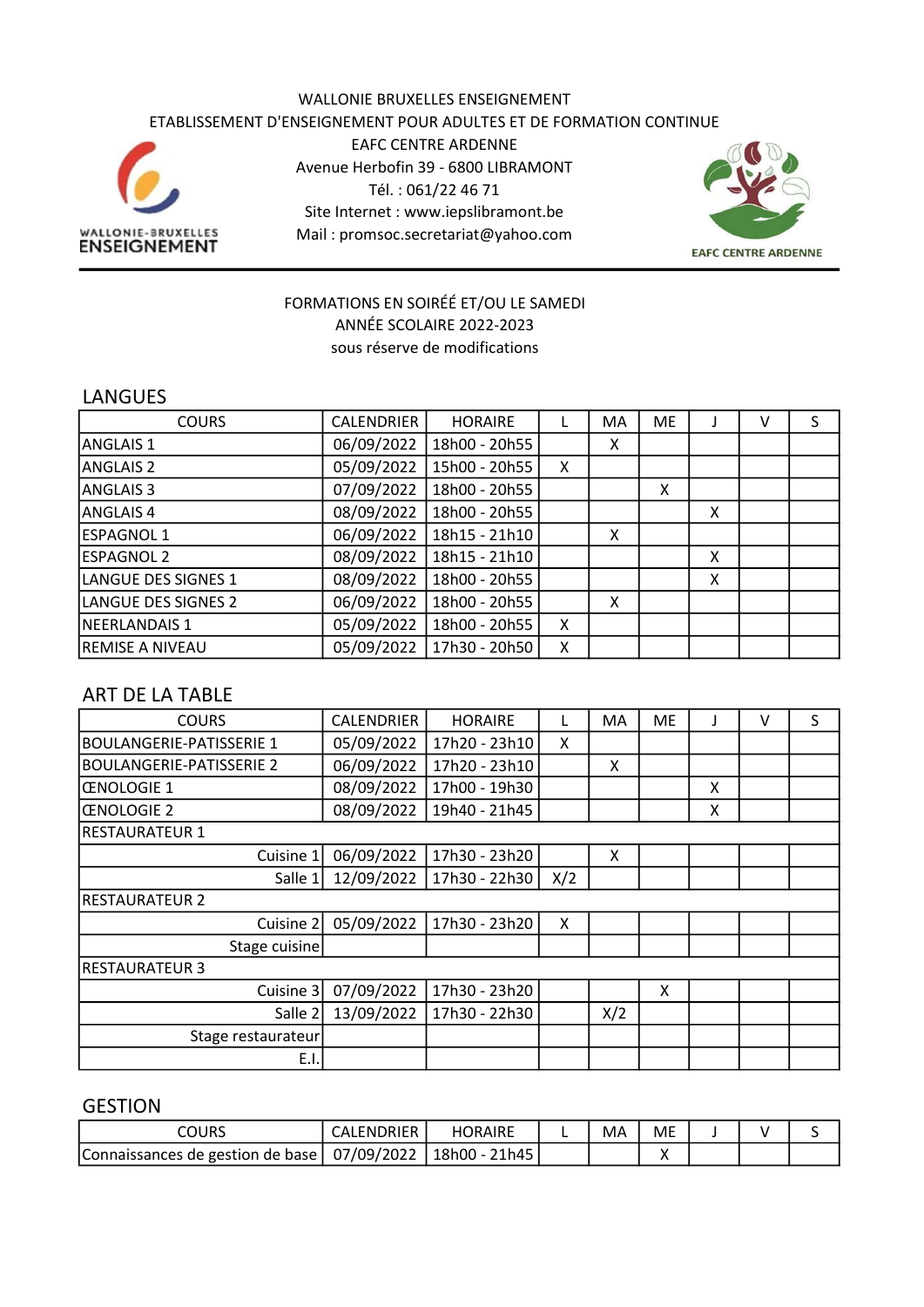WALLONIE BRUXELLES ENSEIGNEMENT
ETABLISSEMENT D'ENSEIGNEMENT POUR ADULTES ET DE FORMATION CONTINUE
EAFC CENTRE ARDENNE
Avenue Herbofin 39 - 6800 LIBRAMONT
Tél. : 061/22 46 71
Site Internet : www.iepslibramont.be
Mail : promsoc.secretariat@yahoo.com

WALLONIE-BRUXELLES ENSEIGNEMENT

EAFC CENTRE ARDENNE

FORMATIONS EN SOIRÉE ET/OU LE SAMEDI
ANNÉE SCOLAIRE 2022-2023
sous réserve de modifications

## LANGUES

| COURS | CALENDRIER | HORAIRE | L | MA | ME | J | V | S |
|---|---|---|---|---|---|---|---|---|
| ANGLAIS 1 | 06/09/2022 | 18h00 - 20h55 | | X | | | | |
| ANGLAIS 2 | 05/09/2022 | 15h00 - 20h55 | X | | | | | |
| ANGLAIS 3 | 07/09/2022 | 18h00 - 20h55 | | | X | | | |
| ANGLAIS 4 | 08/09/2022 | 18h00 - 20h55 | | | | X | | |
| ESPAGNOL 1 | 06/09/2022 | 18h15 - 21h10 | | X | | | | |
| ESPAGNOL 2 | 08/09/2022 | 18h15 - 21h10 | | | | X | | |
| LANGUE DES SIGNES 1 | 08/09/2022 | 18h00 - 20h55 | | | | X | | |
| LANGUE DES SIGNES 2 | 06/09/2022 | 18h00 - 20h55 | | X | | | | |
| NEERLANDAIS 1 | 05/09/2022 | 18h00 - 20h55 | X | | | | | |
| REMISE A NIVEAU | 05/09/2022 | 17h30 - 20h50 | X | | | | | |

## ART DE LA TABLE

| COURS | CALENDRIER | HORAIRE | L | MA | ME | J | V | S |
|---|---|---|---|---|---|---|---|---|
| BOULANGERIE-PATISSERIE 1 | 05/09/2022 | 17h20 - 23h10 | X | | | | | |
| BOULANGERIE-PATISSERIE 2 | 06/09/2022 | 17h20 - 23h10 | | X | | | | |
| ŒNOLOGIE 1 | 08/09/2022 | 17h00 - 19h30 | | | | X | | |
| ŒNOLOGIE 2 | 08/09/2022 | 19h40 - 21h45 | | | | X | | |
| RESTAURATEUR 1 | | | | | | | | |
| Cuisine 1 | 06/09/2022 | 17h30 - 23h20 | | X | | | | |
| Salle 1 | 12/09/2022 | 17h30 - 22h30 | X/2 | | | | | |
| RESTAURATEUR 2 | | | | | | | | |
| Cuisine 2 | 05/09/2022 | 17h30 - 23h20 | X | | | | | |
| Stage cuisine | | | | | | | | |
| RESTAURATEUR 3 | | | | | | | | |
| Cuisine 3 | 07/09/2022 | 17h30 - 23h20 | | | X | | | |
| Salle 2 | 13/09/2022 | 17h30 - 22h30 | | X/2 | | | | |
| Stage restaurateur | | | | | | | | |
| E.I. | | | | | | | | |

## GESTION

| COURS | CALENDRIER | HORAIRE | L | MA | ME | J | V | S |
|---|---|---|---|---|---|---|---|---|
| Connaissances de gestion de base | 07/09/2022 | 18h00 - 21h45 | | | X | | | |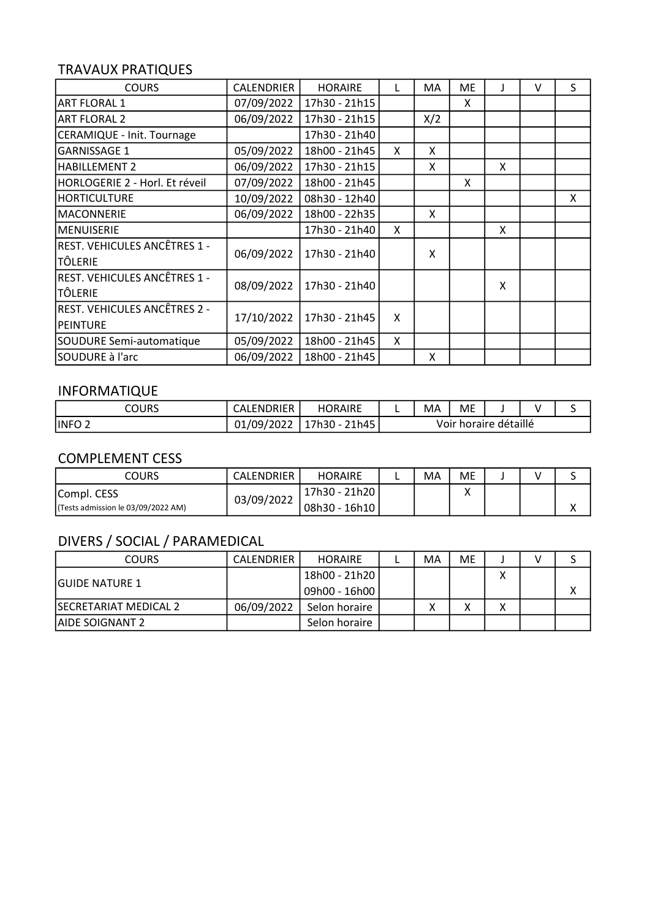## TRAVAUX PRATIQUES

| COURS | CALENDRIER | HORAIRE | L | MA | ME | J | V | S |
|---|---|---|---|---|---|---|---|---|
| ART FLORAL 1 | 07/09/2022 | 17h30 - 21h15 | | | X | | | |
| ART FLORAL 2 | 06/09/2022 | 17h30 - 21h15 | | X/2 | | | | |
| CERAMIQUE - Init. Tournage | | 17h30 - 21h40 | | | | | | |
| GARNISSAGE 1 | 05/09/2022 | 18h00 - 21h45 | X | X | | | | |
| HABILLEMENT 2 | 06/09/2022 | 17h30 - 21h15 | | X | | X | | |
| HORLOGERIE 2 - Horl. Et réveil | 07/09/2022 | 18h00 - 21h45 | | | X | | | |
| HORTICULTURE | 10/09/2022 | 08h30 - 12h40 | | | | | | X |
| MACONNERIE | 06/09/2022 | 18h00 - 22h35 | | X | | | | |
| MENUISERIE | | 17h30 - 21h40 | X | | | X | | |
| REST. VEHICULES ANCÊTRES 1 - TÔLERIE | 06/09/2022 | 17h30 - 21h40 | | X | | | | |
| REST. VEHICULES ANCÊTRES 1 - TÔLERIE | 08/09/2022 | 17h30 - 21h40 | | | | X | | |
| REST. VEHICULES ANCÊTRES 2 - PEINTURE | 17/10/2022 | 17h30 - 21h45 | X | | | | | |
| SOUDURE Semi-automatique | 05/09/2022 | 18h00 - 21h45 | X | | | | | |
| SOUDURE à l'arc | 06/09/2022 | 18h00 - 21h45 | | X | | | | |

## INFORMATIQUE

| COURS | CALENDRIER | HORAIRE | L | MA | ME | J | V | S |
|---|---|---|---|---|---|---|---|---|
| INFO 2 | 01/09/2022 | 17h30 - 21h45 | Voir horaire détaillé | | | | | |

## COMPLEMENT CESS

| COURS | CALENDRIER | HORAIRE | L | MA | ME | J | V | S |
|---|---|---|---|---|---|---|---|---|
| Compl. CESS<br>(Tests admission le 03/09/2022 AM) | 03/09/2022 | 17h30 - 21h20 | | | X | | | |
| | | 08h30 - 16h10 | | | | | | X |

## DIVERS / SOCIAL / PARAMEDICAL

| COURS | CALENDRIER | HORAIRE | L | MA | ME | J | V | S |
|---|---|---|---|---|---|---|---|---|
| GUIDE NATURE 1 | | 18h00 - 21h20 | | | | X | | |
| | | 09h00 - 16h00 | | | | | | X |
| SECRETARIAT MEDICAL 2 | 06/09/2022 | Selon horaire | | X | X | X | | |
| AIDE SOIGNANT 2 | | Selon horaire | | | | | | |